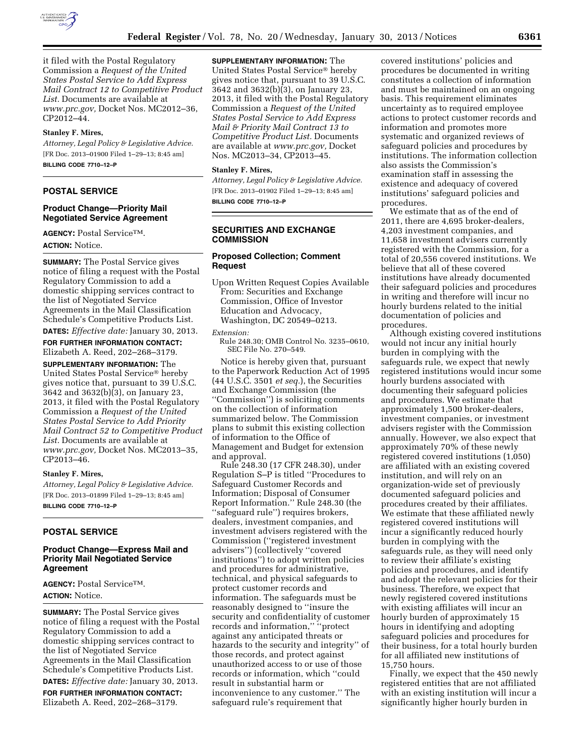it filed with the Postal Regulatory Commission a *Request of the United States Postal Service to Add Express Mail Contract 12 to Competitive Product List.* Documents are available at *www.prc.gov,* Docket Nos. MC2012–36, CP2012–44.

**Stanley F. Mires,**

*Attorney, Legal Policy & Legislative Advice.*

[FR Doc. 2013–01900 Filed 1–29–13; 8:45 am]

**BILLING CODE 7710–12–P**

## POSTAL SERVICE

### Product Change—Priority Mail Negotiated Service Agreement

**AGENCY:** Postal Service™.

**ACTION:** Notice.

**SUMMARY:** The Postal Service gives notice of filing a request with the Postal Regulatory Commission to add a domestic shipping services contract to the list of Negotiated Service Agreements in the Mail Classification Schedule's Competitive Products List.

**DATES:** *Effective date:* January 30, 2013.

**FOR FURTHER INFORMATION CONTACT:** Elizabeth A. Reed, 202–268–3179.

**SUPPLEMENTARY INFORMATION:** The United States Postal Service® hereby gives notice that, pursuant to 39 U.S.C. 3642 and 3632(b)(3), on January 23, 2013, it filed with the Postal Regulatory Commission a *Request of the United States Postal Service to Add Priority Mail Contract 52 to Competitive Product List.* Documents are available at *www.prc.gov,* Docket Nos. MC2013–35, CP2013–46.

**Stanley F. Mires,**

*Attorney, Legal Policy & Legislative Advice.*

[FR Doc. 2013–01899 Filed 1–29–13; 8:45 am]

**BILLING CODE 7710–12–P**

## POSTAL SERVICE

### Product Change—Express Mail and Priority Mail Negotiated Service Agreement

**AGENCY:** Postal Service™.

**ACTION:** Notice.

**SUMMARY:** The Postal Service gives notice of filing a request with the Postal Regulatory Commission to add a domestic shipping services contract to the list of Negotiated Service Agreements in the Mail Classification Schedule's Competitive Products List.

**DATES:** *Effective date:* January 30, 2013.

**FOR FURTHER INFORMATION CONTACT:** Elizabeth A. Reed, 202–268–3179.

**SUPPLEMENTARY INFORMATION:** The United States Postal Service® hereby gives notice that, pursuant to 39 U.S.C. 3642 and 3632(b)(3), on January 23, 2013, it filed with the Postal Regulatory Commission a *Request of the United States Postal Service to Add Express Mail & Priority Mail Contract 13 to Competitive Product List.* Documents are available at *www.prc.gov,* Docket Nos. MC2013–34, CP2013–45.

**Stanley F. Mires,**

*Attorney, Legal Policy & Legislative Advice.*

[FR Doc. 2013–01902 Filed 1–29–13; 8:45 am]

**BILLING CODE 7710–12–P**

## SECURITIES AND EXCHANGE COMMISSION

### Proposed Collection; Comment Request

Upon Written Request Copies Available From: Securities and Exchange Commission, Office of Investor Education and Advocacy, Washington, DC 20549–0213.

*Extension:*

Rule 248.30; OMB Control No. 3235–0610, SEC File No. 270–549.

Notice is hereby given that, pursuant to the Paperwork Reduction Act of 1995 (44 U.S.C. 3501 *et seq.*), the Securities and Exchange Commission (the "Commission") is soliciting comments on the collection of information summarized below. The Commission plans to submit this existing collection of information to the Office of Management and Budget for extension and approval.

Rule 248.30 (17 CFR 248.30), under Regulation S–P is titled "Procedures to Safeguard Customer Records and Information; Disposal of Consumer Report Information." Rule 248.30 (the "safeguard rule") requires brokers, dealers, investment companies, and investment advisers registered with the Commission ("registered investment advisers") (collectively "covered institutions") to adopt written policies and procedures for administrative, technical, and physical safeguards to protect customer records and information. The safeguards must be reasonably designed to "insure the security and confidentiality of customer records and information," "protect against any anticipated threats or hazards to the security and integrity" of those records, and protect against unauthorized access to or use of those records or information, which "could result in substantial harm or inconvenience to any customer." The safeguard rule's requirement that covered institutions' policies and procedures be documented in writing constitutes a collection of information and must be maintained on an ongoing basis. This requirement eliminates uncertainty as to required employee actions to protect customer records and information and promotes more systematic and organized reviews of safeguard policies and procedures by institutions. The information collection also assists the Commission's examination staff in assessing the existence and adequacy of covered institutions' safeguard policies and procedures.

We estimate that as of the end of 2011, there are 4,695 broker-dealers, 4,203 investment companies, and 11,658 investment advisers currently registered with the Commission, for a total of 20,556 covered institutions. We believe that all of these covered institutions have already documented their safeguard policies and procedures in writing and therefore will incur no hourly burdens related to the initial documentation of policies and procedures.

Although existing covered institutions would not incur any initial hourly burden in complying with the safeguards rule, we expect that newly registered institutions would incur some hourly burdens associated with documenting their safeguard policies and procedures. We estimate that approximately 1,500 broker-dealers, investment companies, or investment advisers register with the Commission annually. However, we also expect that approximately 70% of these newly registered covered institutions (1,050) are affiliated with an existing covered institution, and will rely on an organization-wide set of previously documented safeguard policies and procedures created by their affiliates. We estimate that these affiliated newly registered covered institutions will incur a significantly reduced hourly burden in complying with the safeguards rule, as they will need only to review their affiliate's existing policies and procedures, and identify and adopt the relevant policies for their business. Therefore, we expect that newly registered covered institutions with existing affiliates will incur an hourly burden of approximately 15 hours in identifying and adopting safeguard policies and procedures for their business, for a total hourly burden for all affiliated new institutions of 15,750 hours.

Finally, we expect that the 450 newly registered entities that are not affiliated with an existing institution will incur a significantly higher hourly burden in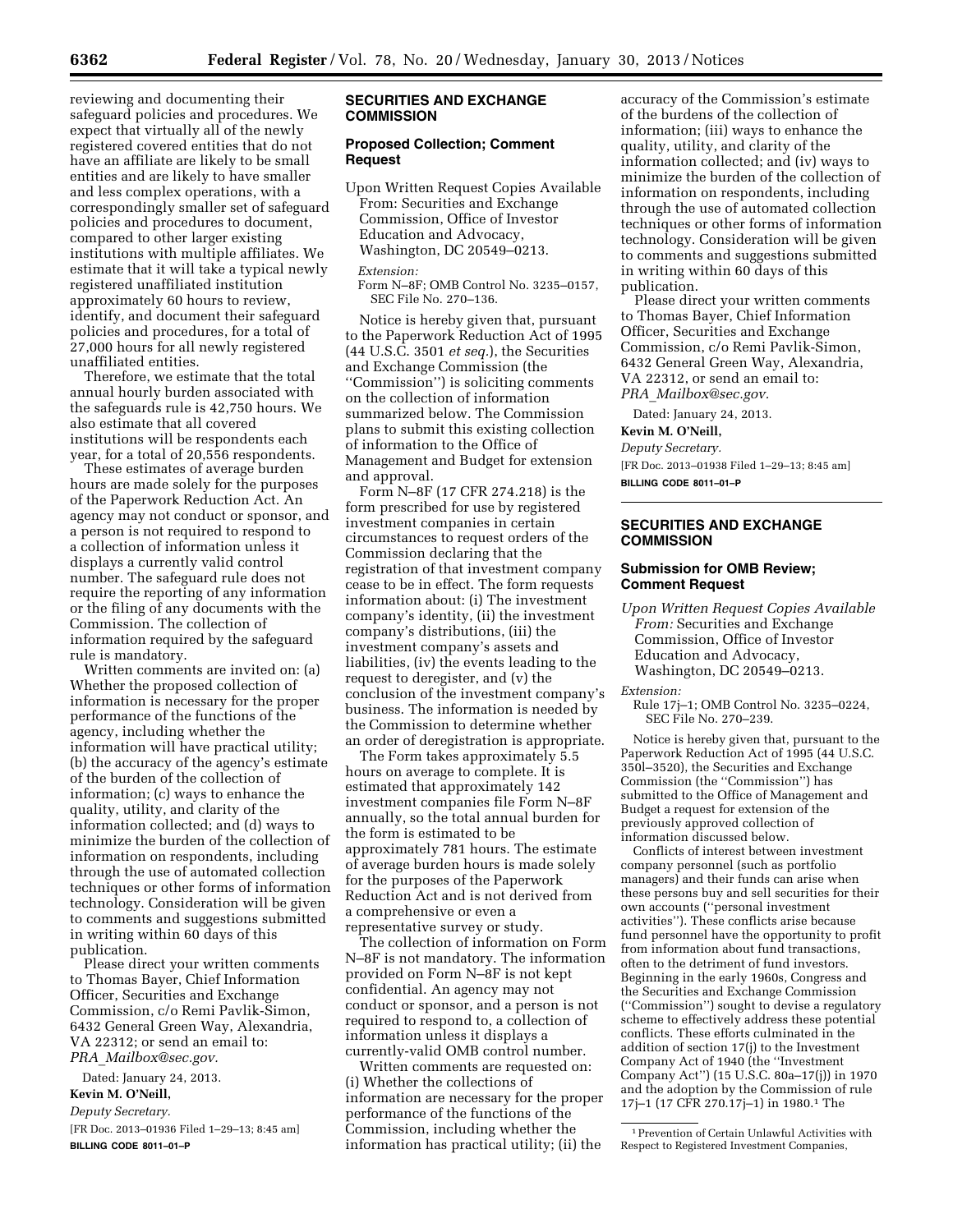reviewing and documenting their safeguard policies and procedures. We expect that virtually all of the newly registered covered entities that do not have an affiliate are likely to be small entities and are likely to have smaller and less complex operations, with a correspondingly smaller set of safeguard policies and procedures to document, compared to other larger existing institutions with multiple affiliates. We estimate that it will take a typical newly registered unaffiliated institution approximately 60 hours to review, identify, and document their safeguard policies and procedures, for a total of 27,000 hours for all newly registered unaffiliated entities.

Therefore, we estimate that the total annual hourly burden associated with the safeguards rule is 42,750 hours. We also estimate that all covered institutions will be respondents each year, for a total of 20,556 respondents.

These estimates of average burden hours are made solely for the purposes of the Paperwork Reduction Act. An agency may not conduct or sponsor, and a person is not required to respond to a collection of information unless it displays a currently valid control number. The safeguard rule does not require the reporting of any information or the filing of any documents with the Commission. The collection of information required by the safeguard rule is mandatory.

Written comments are invited on: (a) Whether the proposed collection of information is necessary for the proper performance of the functions of the agency, including whether the information will have practical utility; (b) the accuracy of the agency's estimate of the burden of the collection of information; (c) ways to enhance the quality, utility, and clarity of the information collected; and (d) ways to minimize the burden of the collection of information on respondents, including through the use of automated collection techniques or other forms of information technology. Consideration will be given to comments and suggestions submitted in writing within 60 days of this publication.

Please direct your written comments to Thomas Bayer, Chief Information Officer, Securities and Exchange Commission, c/o Remi Pavlik-Simon, 6432 General Green Way, Alexandria, VA 22312; or send an email to: *PRA_Mailbox@sec.gov.*

Dated: January 24, 2013.

**Kevin M. O'Neill,**

*Deputy Secretary.*

[FR Doc. 2013–01936 Filed 1–29–13; 8:45 am]

**BILLING CODE 8011–01–P**

## SECURITIES AND EXCHANGE COMMISSION

### Proposed Collection; Comment Request

Upon Written Request Copies Available From: Securities and Exchange Commission, Office of Investor Education and Advocacy, Washington, DC 20549–0213.

*Extension:*

Form N–8F; OMB Control No. 3235–0157, SEC File No. 270–136.

Notice is hereby given that, pursuant to the Paperwork Reduction Act of 1995 (44 U.S.C. 3501 *et seq.*), the Securities and Exchange Commission (the "Commission") is soliciting comments on the collection of information summarized below. The Commission plans to submit this existing collection of information to the Office of Management and Budget for extension and approval.

Form N–8F (17 CFR 274.218) is the form prescribed for use by registered investment companies in certain circumstances to request orders of the Commission declaring that the registration of that investment company cease to be in effect. The form requests information about: (i) The investment company's identity, (ii) the investment company's distributions, (iii) the investment company's assets and liabilities, (iv) the events leading to the request to deregister, and (v) the conclusion of the investment company's business. The information is needed by the Commission to determine whether an order of deregistration is appropriate.

The Form takes approximately 5.5 hours on average to complete. It is estimated that approximately 142 investment companies file Form N–8F annually, so the total annual burden for the form is estimated to be approximately 781 hours. The estimate of average burden hours is made solely for the purposes of the Paperwork Reduction Act and is not derived from a comprehensive or even a representative survey or study.

The collection of information on Form N–8F is not mandatory. The information provided on Form N–8F is not kept confidential. An agency may not conduct or sponsor, and a person is not required to respond to, a collection of information unless it displays a currently-valid OMB control number.

Written comments are requested on: (i) Whether the collections of information are necessary for the proper performance of the functions of the Commission, including whether the information has practical utility; (ii) the accuracy of the Commission's estimate of the burdens of the collection of information; (iii) ways to enhance the quality, utility, and clarity of the information collected; and (iv) ways to minimize the burden of the collection of information on respondents, including through the use of automated collection techniques or other forms of information technology. Consideration will be given to comments and suggestions submitted in writing within 60 days of this publication.

Please direct your written comments to Thomas Bayer, Chief Information Officer, Securities and Exchange Commission, c/o Remi Pavlik-Simon, 6432 General Green Way, Alexandria, VA 22312, or send an email to: *PRA_Mailbox@sec.gov.*

Dated: January 24, 2013.

**Kevin M. O'Neill,**

*Deputy Secretary.*

[FR Doc. 2013–01938 Filed 1–29–13; 8:45 am]

**BILLING CODE 8011–01–P**

## SECURITIES AND EXCHANGE COMMISSION

### Submission for OMB Review; Comment Request

*Upon Written Request Copies Available From:* Securities and Exchange Commission, Office of Investor Education and Advocacy, Washington, DC 20549–0213.

*Extension:*

Rule 17j–1; OMB Control No. 3235–0224, SEC File No. 270–239.

Notice is hereby given that, pursuant to the Paperwork Reduction Act of 1995 (44 U.S.C. 350l–3520), the Securities and Exchange Commission (the "Commission") has submitted to the Office of Management and Budget a request for extension of the previously approved collection of information discussed below.

Conflicts of interest between investment company personnel (such as portfolio managers) and their funds can arise when these persons buy and sell securities for their own accounts ("personal investment activities"). These conflicts arise because fund personnel have the opportunity to profit from information about fund transactions, often to the detriment of fund investors. Beginning in the early 1960s, Congress and the Securities and Exchange Commission ("Commission") sought to devise a regulatory scheme to effectively address these potential conflicts. These efforts culminated in the addition of section 17(j) to the Investment Company Act of 1940 (the "Investment Company Act") (15 U.S.C. 80a–17(j)) in 1970 and the adoption by the Commission of rule 17j–1 (17 CFR 270.17j–1) in 1980.[1] The

[1] Prevention of Certain Unlawful Activities with Respect to Registered Investment Companies,